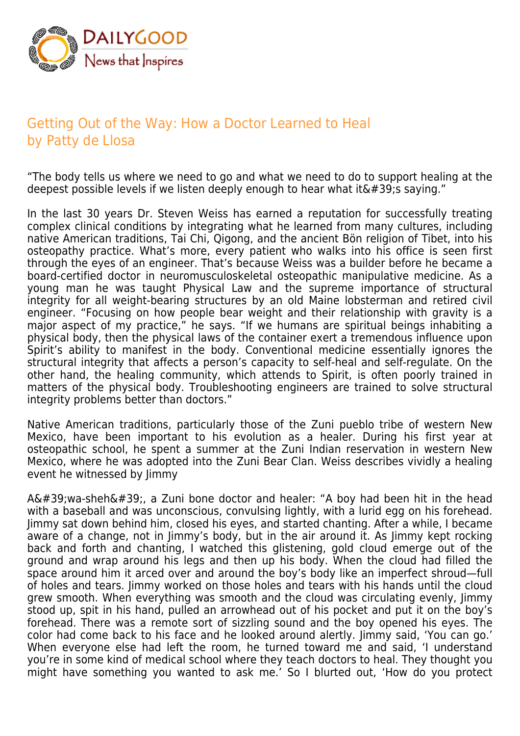# Getting Out of the Way: How a Doctor Learned to Heal
by Patty de Llosa

"The body tells us where we need to go and what we need to do to support healing at the deepest possible levels if we listen deeply enough to hear what it&#39;s saying."

In the last 30 years Dr. Steven Weiss has earned a reputation for successfully treating complex clinical conditions by integrating what he learned from many cultures, including native American traditions, Tai Chi, Qigong, and the ancient Bön religion of Tibet, into his osteopathy practice. What's more, every patient who walks into his office is seen first through the eyes of an engineer. That's because Weiss was a builder before he became a board-certified doctor in neuromusculoskeletal osteopathic manipulative medicine. As a young man he was taught Physical Law and the supreme importance of structural integrity for all weight-bearing structures by an old Maine lobsterman and retired civil engineer. "Focusing on how people bear weight and their relationship with gravity is a major aspect of my practice," he says. "If we humans are spiritual beings inhabiting a physical body, then the physical laws of the container exert a tremendous influence upon Spirit's ability to manifest in the body. Conventional medicine essentially ignores the structural integrity that affects a person's capacity to self-heal and self-regulate. On the other hand, the healing community, which attends to Spirit, is often poorly trained in matters of the physical body. Troubleshooting engineers are trained to solve structural integrity problems better than doctors."

Native American traditions, particularly those of the Zuni pueblo tribe of western New Mexico, have been important to his evolution as a healer. During his first year at osteopathic school, he spent a summer at the Zuni Indian reservation in western New Mexico, where he was adopted into the Zuni Bear Clan. Weiss describes vividly a healing event he witnessed by Jimmy

A&#39;wa-sheh&#39;, a Zuni bone doctor and healer: "A boy had been hit in the head with a baseball and was unconscious, convulsing lightly, with a lurid egg on his forehead. Jimmy sat down behind him, closed his eyes, and started chanting. After a while, I became aware of a change, not in Jimmy's body, but in the air around it. As Jimmy kept rocking back and forth and chanting, I watched this glistening, gold cloud emerge out of the ground and wrap around his legs and then up his body. When the cloud had filled the space around him it arced over and around the boy's body like an imperfect shroud—full of holes and tears. Jimmy worked on those holes and tears with his hands until the cloud grew smooth. When everything was smooth and the cloud was circulating evenly, Jimmy stood up, spit in his hand, pulled an arrowhead out of his pocket and put it on the boy's forehead. There was a remote sort of sizzling sound and the boy opened his eyes. The color had come back to his face and he looked around alertly. Jimmy said, 'You can go.' When everyone else had left the room, he turned toward me and said, 'I understand you're in some kind of medical school where they teach doctors to heal. They thought you might have something you wanted to ask me.' So I blurted out, 'How do you protect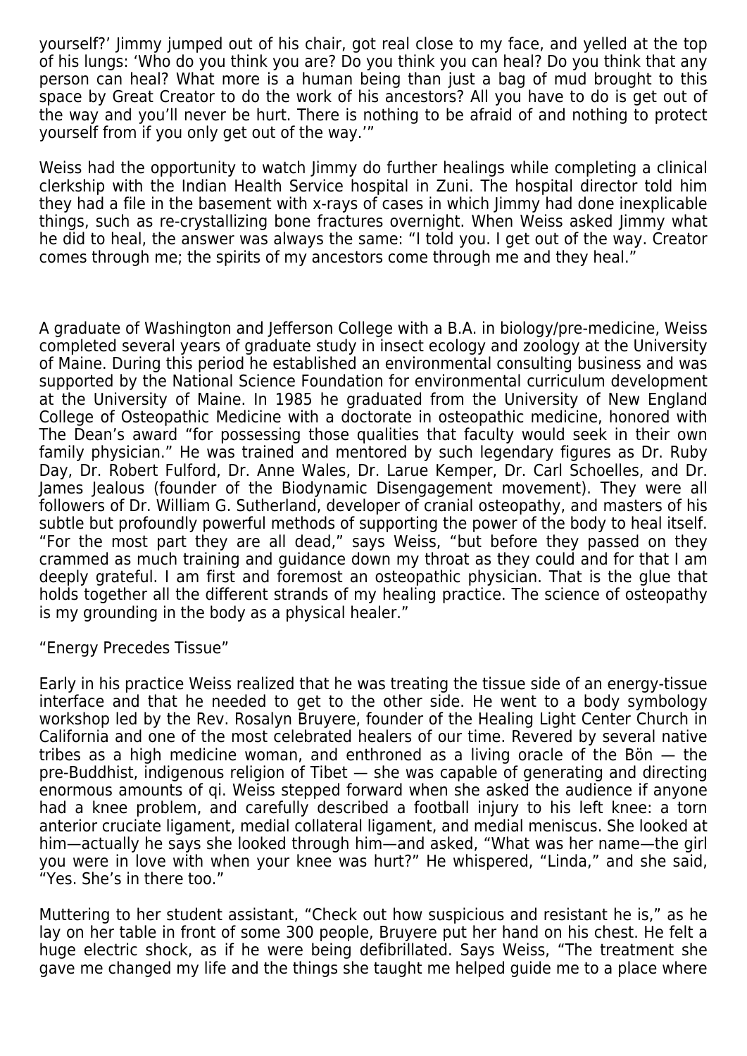yourself?' Jimmy jumped out of his chair, got real close to my face, and yelled at the top of his lungs: 'Who do you think you are? Do you think you can heal? Do you think that any person can heal? What more is a human being than just a bag of mud brought to this space by Great Creator to do the work of his ancestors? All you have to do is get out of the way and you'll never be hurt. There is nothing to be afraid of and nothing to protect yourself from if you only get out of the way.'"

Weiss had the opportunity to watch Jimmy do further healings while completing a clinical clerkship with the Indian Health Service hospital in Zuni. The hospital director told him they had a file in the basement with x-rays of cases in which Jimmy had done inexplicable things, such as re-crystallizing bone fractures overnight. When Weiss asked Jimmy what he did to heal, the answer was always the same: "I told you. I get out of the way. Creator comes through me; the spirits of my ancestors come through me and they heal."

A graduate of Washington and Jefferson College with a B.A. in biology/pre-medicine, Weiss completed several years of graduate study in insect ecology and zoology at the University of Maine. During this period he established an environmental consulting business and was supported by the National Science Foundation for environmental curriculum development at the University of Maine. In 1985 he graduated from the University of New England College of Osteopathic Medicine with a doctorate in osteopathic medicine, honored with The Dean's award "for possessing those qualities that faculty would seek in their own family physician." He was trained and mentored by such legendary figures as Dr. Ruby Day, Dr. Robert Fulford, Dr. Anne Wales, Dr. Larue Kemper, Dr. Carl Schoelles, and Dr. James Jealous (founder of the Biodynamic Disengagement movement). They were all followers of Dr. William G. Sutherland, developer of cranial osteopathy, and masters of his subtle but profoundly powerful methods of supporting the power of the body to heal itself. "For the most part they are all dead," says Weiss, "but before they passed on they crammed as much training and guidance down my throat as they could and for that I am deeply grateful. I am first and foremost an osteopathic physician. That is the glue that holds together all the different strands of my healing practice. The science of osteopathy is my grounding in the body as a physical healer."

## "Energy Precedes Tissue"

Early in his practice Weiss realized that he was treating the tissue side of an energy-tissue interface and that he needed to get to the other side. He went to a body symbology workshop led by the Rev. Rosalyn Bruyere, founder of the Healing Light Center Church in California and one of the most celebrated healers of our time. Revered by several native tribes as a high medicine woman, and enthroned as a living oracle of the Bön — the pre-Buddhist, indigenous religion of Tibet — she was capable of generating and directing enormous amounts of qi. Weiss stepped forward when she asked the audience if anyone had a knee problem, and carefully described a football injury to his left knee: a torn anterior cruciate ligament, medial collateral ligament, and medial meniscus. She looked at him—actually he says she looked through him—and asked, "What was her name—the girl you were in love with when your knee was hurt?" He whispered, "Linda," and she said, "Yes. She's in there too."

Muttering to her student assistant, "Check out how suspicious and resistant he is," as he lay on her table in front of some 300 people, Bruyere put her hand on his chest. He felt a huge electric shock, as if he were being defibrillated. Says Weiss, "The treatment she gave me changed my life and the things she taught me helped guide me to a place where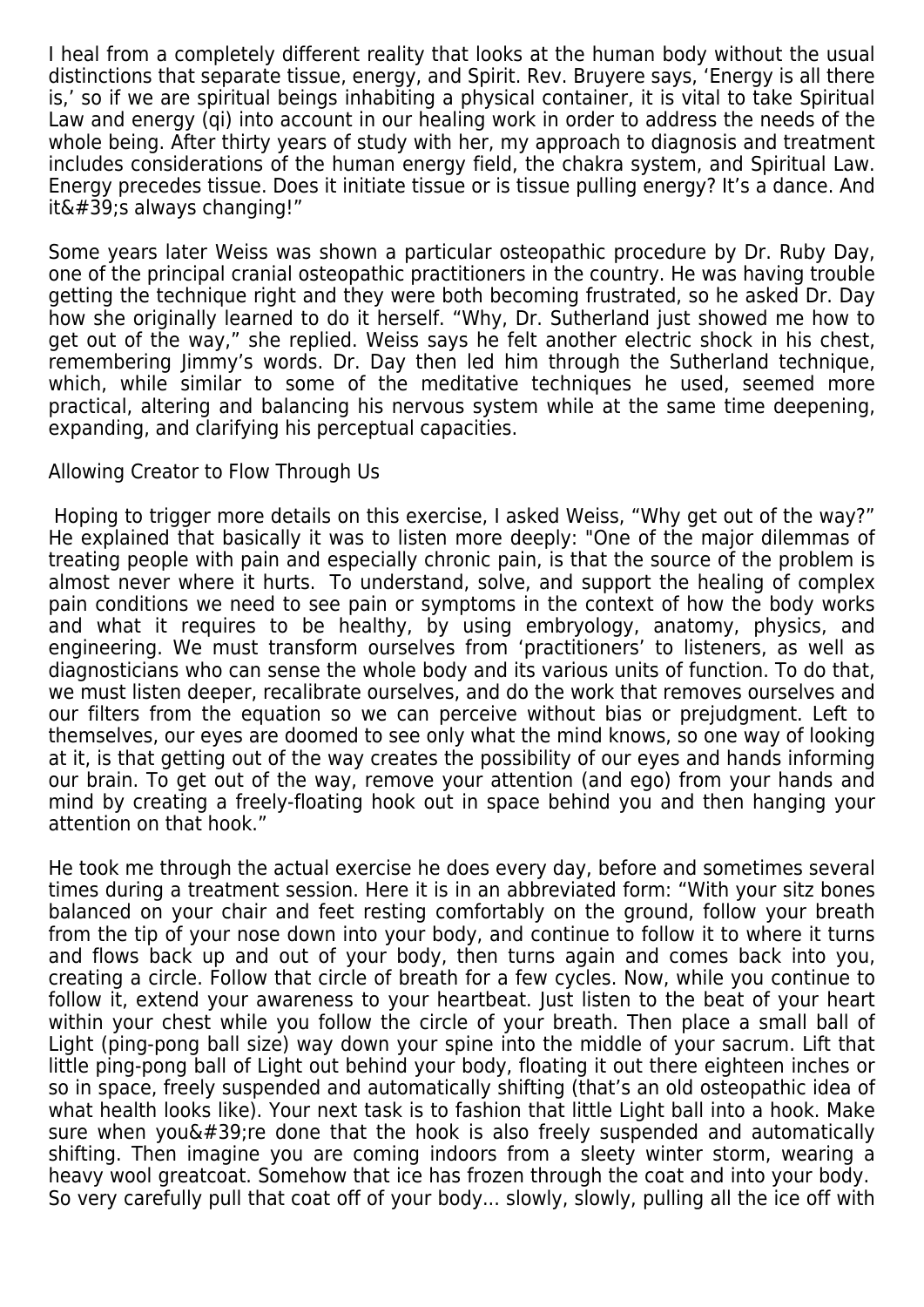I heal from a completely different reality that looks at the human body without the usual distinctions that separate tissue, energy, and Spirit. Rev. Bruyere says, 'Energy is all there is,' so if we are spiritual beings inhabiting a physical container, it is vital to take Spiritual Law and energy (qi) into account in our healing work in order to address the needs of the whole being. After thirty years of study with her, my approach to diagnosis and treatment includes considerations of the human energy field, the chakra system, and Spiritual Law. Energy precedes tissue. Does it initiate tissue or is tissue pulling energy? It's a dance. And it&#39;s always changing!"

Some years later Weiss was shown a particular osteopathic procedure by Dr. Ruby Day, one of the principal cranial osteopathic practitioners in the country. He was having trouble getting the technique right and they were both becoming frustrated, so he asked Dr. Day how she originally learned to do it herself. "Why, Dr. Sutherland just showed me how to get out of the way," she replied. Weiss says he felt another electric shock in his chest, remembering Jimmy's words. Dr. Day then led him through the Sutherland technique, which, while similar to some of the meditative techniques he used, seemed more practical, altering and balancing his nervous system while at the same time deepening, expanding, and clarifying his perceptual capacities.

Allowing Creator to Flow Through Us

Hoping to trigger more details on this exercise, I asked Weiss, "Why get out of the way?" He explained that basically it was to listen more deeply: "One of the major dilemmas of treating people with pain and especially chronic pain, is that the source of the problem is almost never where it hurts. To understand, solve, and support the healing of complex pain conditions we need to see pain or symptoms in the context of how the body works and what it requires to be healthy, by using embryology, anatomy, physics, and engineering. We must transform ourselves from 'practitioners' to listeners, as well as diagnosticians who can sense the whole body and its various units of function. To do that, we must listen deeper, recalibrate ourselves, and do the work that removes ourselves and our filters from the equation so we can perceive without bias or prejudgment. Left to themselves, our eyes are doomed to see only what the mind knows, so one way of looking at it, is that getting out of the way creates the possibility of our eyes and hands informing our brain. To get out of the way, remove your attention (and ego) from your hands and mind by creating a freely-floating hook out in space behind you and then hanging your attention on that hook."

He took me through the actual exercise he does every day, before and sometimes several times during a treatment session. Here it is in an abbreviated form: "With your sitz bones balanced on your chair and feet resting comfortably on the ground, follow your breath from the tip of your nose down into your body, and continue to follow it to where it turns and flows back up and out of your body, then turns again and comes back into you, creating a circle. Follow that circle of breath for a few cycles. Now, while you continue to follow it, extend your awareness to your heartbeat. Just listen to the beat of your heart within your chest while you follow the circle of your breath. Then place a small ball of Light (ping-pong ball size) way down your spine into the middle of your sacrum. Lift that little ping-pong ball of Light out behind your body, floating it out there eighteen inches or so in space, freely suspended and automatically shifting (that's an old osteopathic idea of what health looks like). Your next task is to fashion that little Light ball into a hook. Make sure when you&#39;re done that the hook is also freely suspended and automatically shifting. Then imagine you are coming indoors from a sleety winter storm, wearing a heavy wool greatcoat. Somehow that ice has frozen through the coat and into your body. So very carefully pull that coat off of your body... slowly, slowly, pulling all the ice off with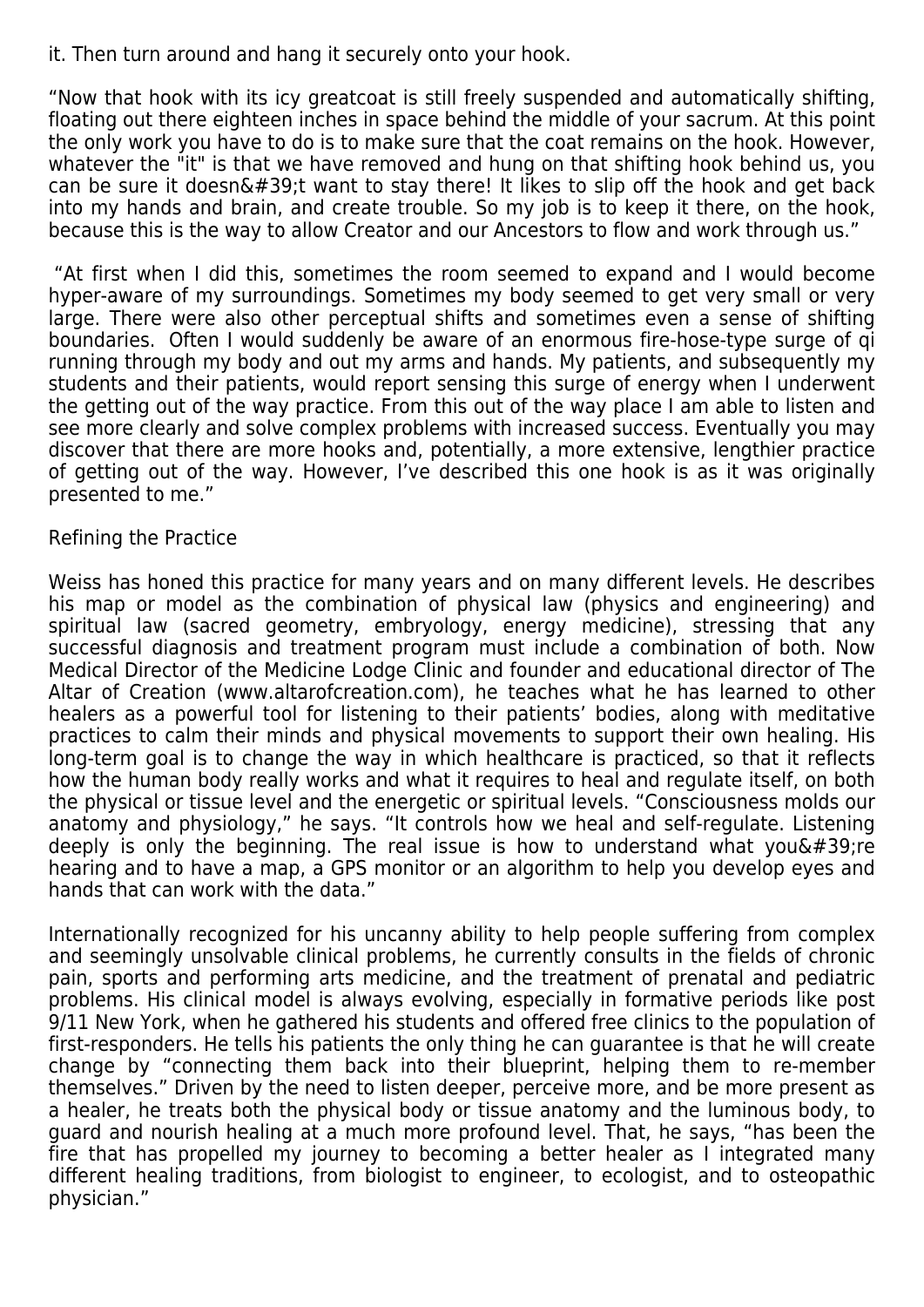it. Then turn around and hang it securely onto your hook.

“Now that hook with its icy greatcoat is still freely suspended and automatically shifting, floating out there eighteen inches in space behind the middle of your sacrum. At this point the only work you have to do is to make sure that the coat remains on the hook. However, whatever the "it" is that we have removed and hung on that shifting hook behind us, you can be sure it doesn&#39;t want to stay there! It likes to slip off the hook and get back into my hands and brain, and create trouble. So my job is to keep it there, on the hook, because this is the way to allow Creator and our Ancestors to flow and work through us.”

“At first when I did this, sometimes the room seemed to expand and I would become hyper-aware of my surroundings. Sometimes my body seemed to get very small or very large. There were also other perceptual shifts and sometimes even a sense of shifting boundaries. Often I would suddenly be aware of an enormous fire-hose-type surge of qi running through my body and out my arms and hands. My patients, and subsequently my students and their patients, would report sensing this surge of energy when I underwent the getting out of the way practice. From this out of the way place I am able to listen and see more clearly and solve complex problems with increased success. Eventually you may discover that there are more hooks and, potentially, a more extensive, lengthier practice of getting out of the way. However, I’ve described this one hook is as it was originally presented to me.”

## Refining the Practice

Weiss has honed this practice for many years and on many different levels. He describes his map or model as the combination of physical law (physics and engineering) and spiritual law (sacred geometry, embryology, energy medicine), stressing that any successful diagnosis and treatment program must include a combination of both. Now Medical Director of the Medicine Lodge Clinic and founder and educational director of The Altar of Creation (www.altarofcreation.com), he teaches what he has learned to other healers as a powerful tool for listening to their patients’ bodies, along with meditative practices to calm their minds and physical movements to support their own healing. His long-term goal is to change the way in which healthcare is practiced, so that it reflects how the human body really works and what it requires to heal and regulate itself, on both the physical or tissue level and the energetic or spiritual levels. “Consciousness molds our anatomy and physiology,” he says. “It controls how we heal and self-regulate. Listening deeply is only the beginning. The real issue is how to understand what you&#39;re hearing and to have a map, a GPS monitor or an algorithm to help you develop eyes and hands that can work with the data.”

Internationally recognized for his uncanny ability to help people suffering from complex and seemingly unsolvable clinical problems, he currently consults in the fields of chronic pain, sports and performing arts medicine, and the treatment of prenatal and pediatric problems. His clinical model is always evolving, especially in formative periods like post 9/11 New York, when he gathered his students and offered free clinics to the population of first-responders. He tells his patients the only thing he can guarantee is that he will create change by “connecting them back into their blueprint, helping them to re-member themselves.” Driven by the need to listen deeper, perceive more, and be more present as a healer, he treats both the physical body or tissue anatomy and the luminous body, to guard and nourish healing at a much more profound level. That, he says, “has been the fire that has propelled my journey to becoming a better healer as I integrated many different healing traditions, from biologist to engineer, to ecologist, and to osteopathic physician.”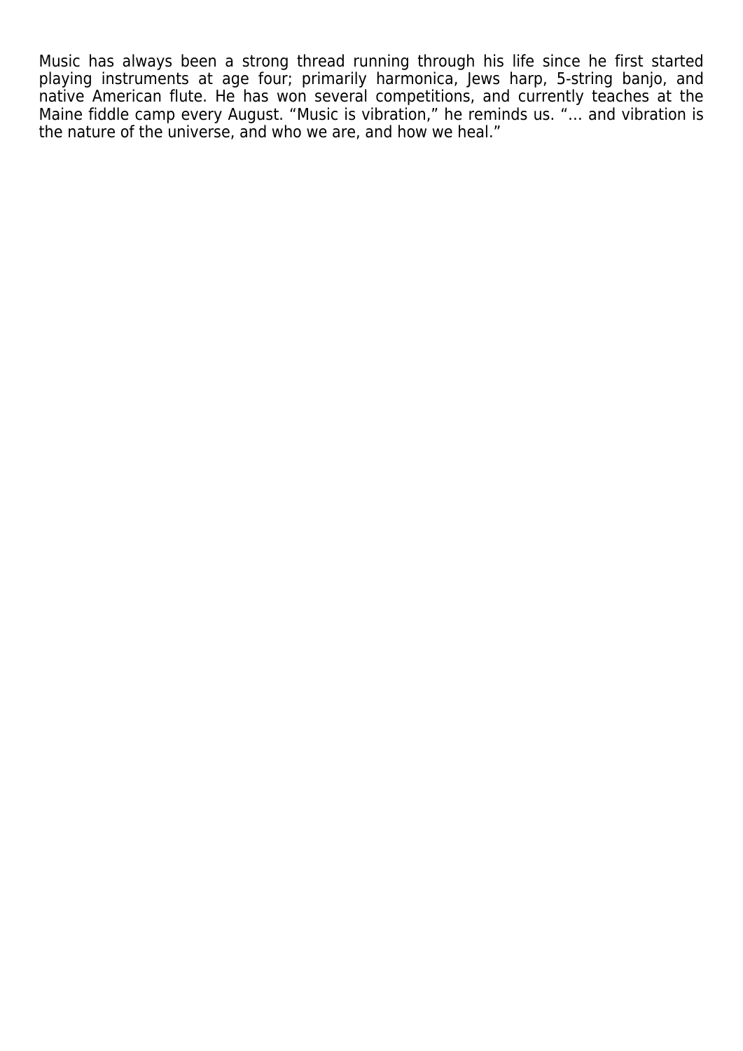Music has always been a strong thread running through his life since he first started playing instruments at age four; primarily harmonica, Jews harp, 5-string banjo, and native American flute. He has won several competitions, and currently teaches at the Maine fiddle camp every August. “Music is vibration,” he reminds us. “… and vibration is the nature of the universe, and who we are, and how we heal.”